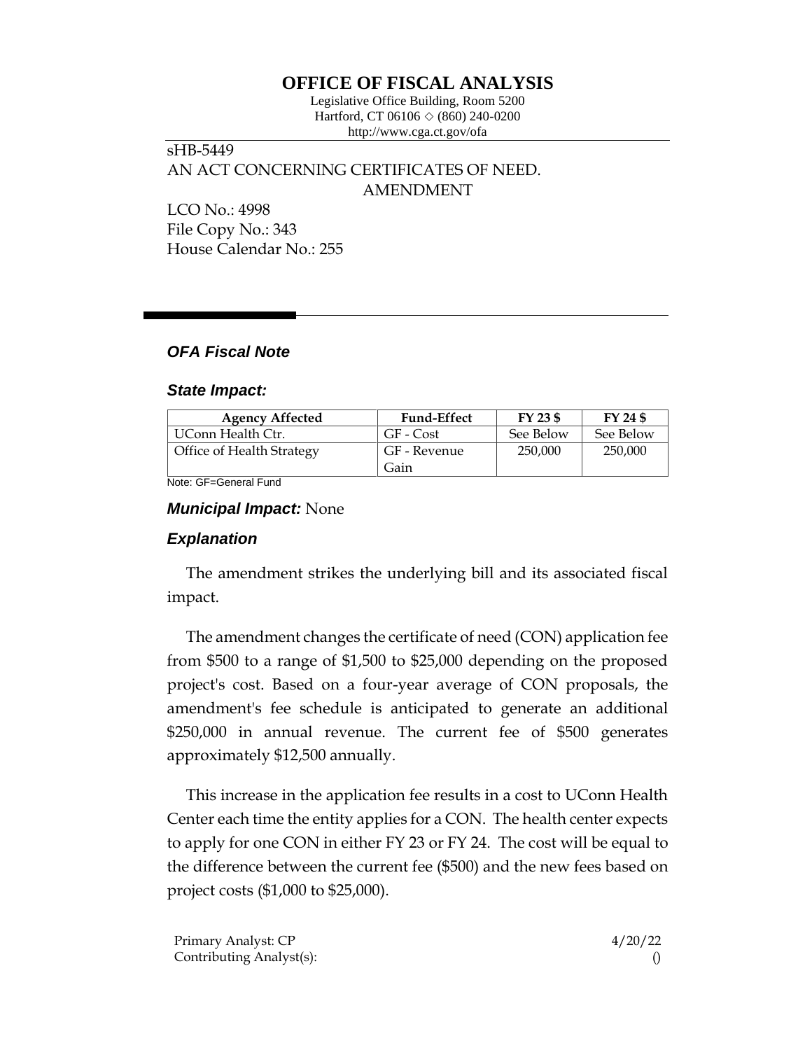# OFFICE OF FISCAL ANALYSIS

Legislative Office Building, Room 5200
Hartford, CT 06106 ◇ (860) 240-0200
http://www.cga.ct.gov/ofa

sHB-5449
AN ACT CONCERNING CERTIFICATES OF NEED.
AMENDMENT

LCO No.: 4998
File Copy No.: 343
House Calendar No.: 255

## *OFA Fiscal Note*

### *State Impact:*

| Agency Affected | Fund-Effect | FY 23 $ | FY 24 $ |
|---|---|---|---|
| UConn Health Ctr. | GF - Cost | See Below | See Below |
| Office of Health Strategy | GF - Revenue Gain | 250,000 | 250,000 |

Note: GF=General Fund

### *Municipal Impact:* None

### *Explanation*

The amendment strikes the underlying bill and its associated fiscal impact.

The amendment changes the certificate of need (CON) application fee from $500 to a range of $1,500 to $25,000 depending on the proposed project's cost. Based on a four-year average of CON proposals, the amendment's fee schedule is anticipated to generate an additional $250,000 in annual revenue. The current fee of $500 generates approximately $12,500 annually.

This increase in the application fee results in a cost to UConn Health Center each time the entity applies for a CON. The health center expects to apply for one CON in either FY 23 or FY 24. The cost will be equal to the difference between the current fee ($500) and the new fees based on project costs ($1,000 to $25,000).

Primary Analyst: CP
Contributing Analyst(s):

4/20/22
()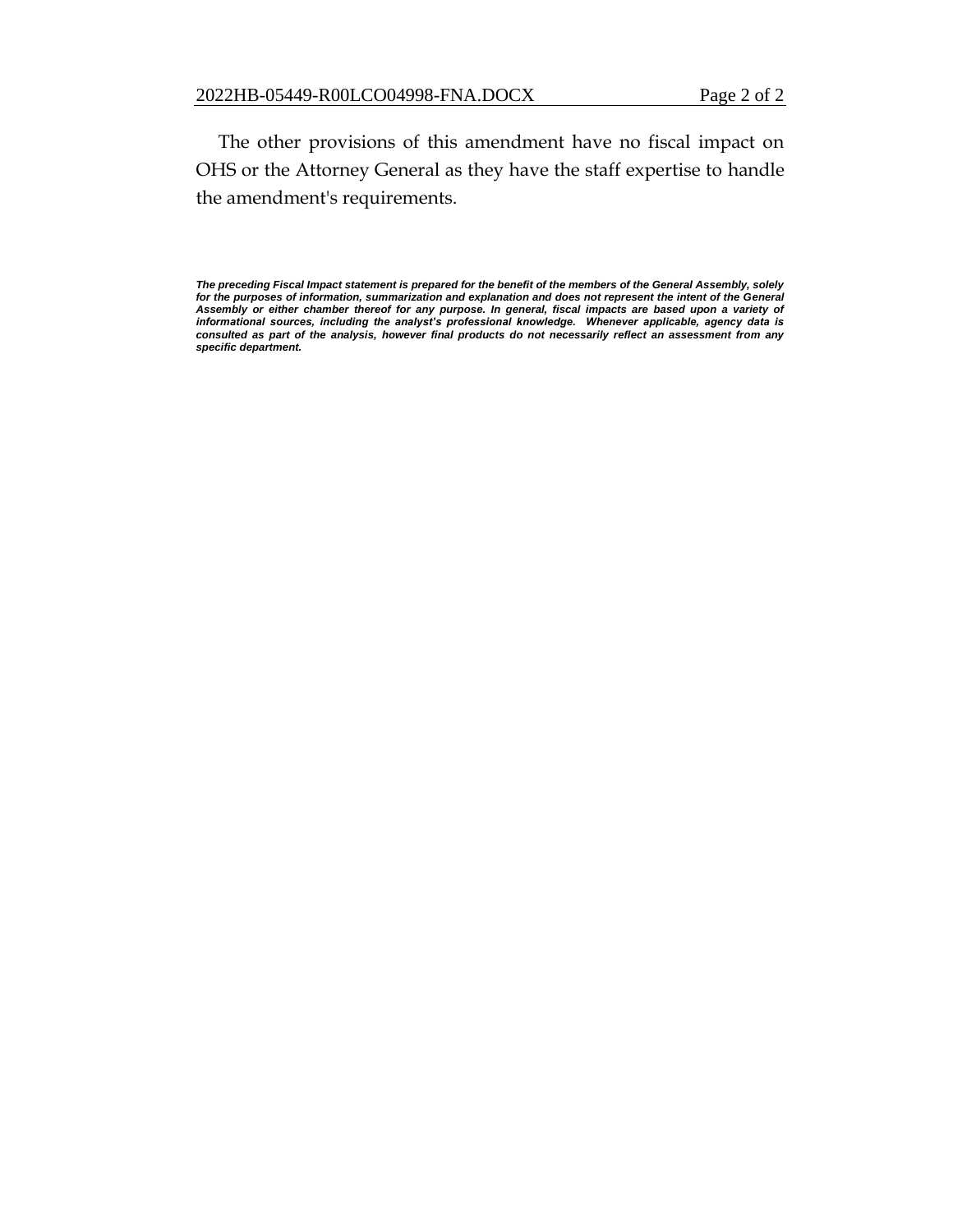The other provisions of this amendment have no fiscal impact on OHS or the Attorney General as they have the staff expertise to handle the amendment's requirements.

***The preceding Fiscal Impact statement is prepared for the benefit of the members of the General Assembly, solely for the purposes of information, summarization and explanation and does not represent the intent of the General Assembly or either chamber thereof for any purpose. In general, fiscal impacts are based upon a variety of informational sources, including the analyst's professional knowledge. Whenever applicable, agency data is consulted as part of the analysis, however final products do not necessarily reflect an assessment from any specific department.***